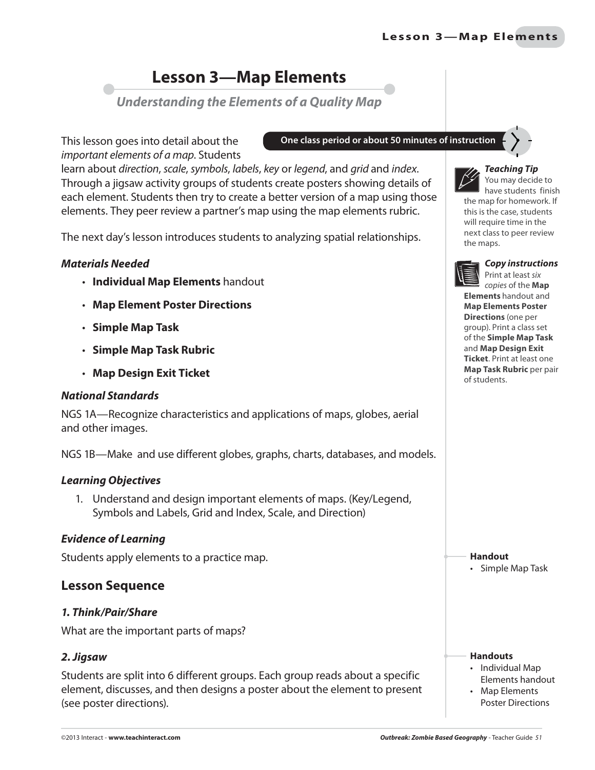# Lesson 3—Map Elements

## *Understanding the Elements of a Quality Map*

**One class period or about 50 minutes of instruction**

This lesson goes into detail about the *important elements of a map*. Students learn about *direction*, *scale*, *symbols*, *labels*, *key* or *legend*, and *grid* and *index*. Through a jigsaw activity groups of students create posters showing details of each element. Students then try to create a better version of a map using those elements. They peer review a partner's map using the map elements rubric.

The next day's lesson introduces students to analyzing spatial relationships.

> ***Teaching Tip***
> You may decide to have students finish the map for homework. If this is the case, students will require time in the next class to peer review the maps.

> ***Copy instructions***
> Print at least *six copies* of the **Map Elements** handout and **Map Elements Poster Directions** (one per group). Print a class set of the **Simple Map Task** and **Map Design Exit Ticket**. Print at least one **Map Task Rubric** per pair of students.

### *Materials Needed*

- **Individual Map Elements** handout
- **Map Element Poster Directions**
- **Simple Map Task**
- **Simple Map Task Rubric**
- **Map Design Exit Ticket**

### *National Standards*

NGS 1A—Recognize characteristics and applications of maps, globes, aerial and other images.

NGS 1B—Make and use different globes, graphs, charts, databases, and models.

### *Learning Objectives*

1. Understand and design important elements of maps. (Key/Legend, Symbols and Labels, Grid and Index, Scale, and Direction)

### *Evidence of Learning*

Students apply elements to a practice map.

> **Handout**
> - Simple Map Task

## Lesson Sequence

### *1. Think/Pair/Share*

What are the important parts of maps?

### *2. Jigsaw*

Students are split into 6 different groups. Each group reads about a specific element, discusses, and then designs a poster about the element to present (see poster directions).

> **Handouts**
> - Individual Map Elements handout
> - Map Elements Poster Directions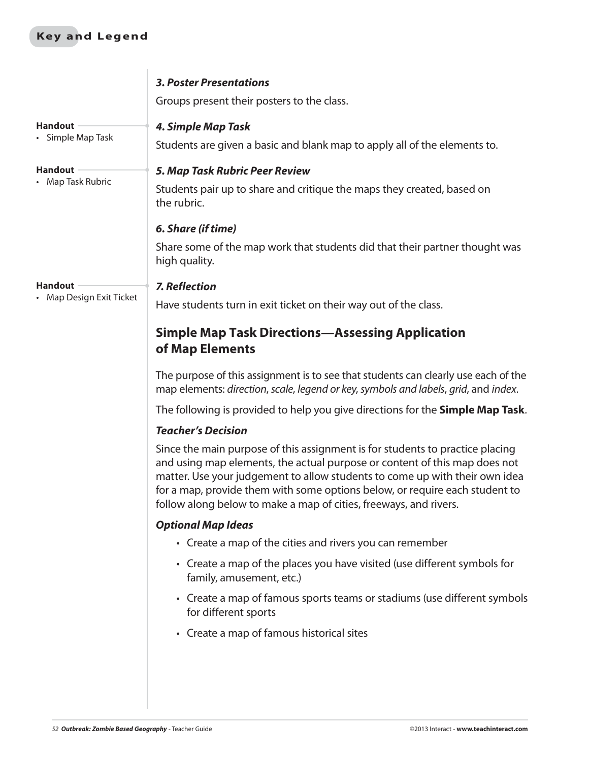### 3. Poster Presentations

Groups present their posters to the class.

**Handout**
- Simple Map Task

### 4. Simple Map Task

Students are given a basic and blank map to apply all of the elements to.

**Handout**
- Map Task Rubric

### 5. Map Task Rubric Peer Review

Students pair up to share and critique the maps they created, based on the rubric.

### 6. Share (if time)

Share some of the map work that students did that their partner thought was high quality.

**Handout**
- Map Design Exit Ticket

### 7. Reflection

Have students turn in exit ticket on their way out of the class.

## Simple Map Task Directions—Assessing Application of Map Elements

The purpose of this assignment is to see that students can clearly use each of the map elements: *direction*, *scale*, *legend or key*, *symbols and labels*, *grid*, and *index*.

The following is provided to help you give directions for the **Simple Map Task**.

### Teacher's Decision

Since the main purpose of this assignment is for students to practice placing and using map elements, the actual purpose or content of this map does not matter. Use your judgement to allow students to come up with their own idea for a map, provide them with some options below, or require each student to follow along below to make a map of cities, freeways, and rivers.

### Optional Map Ideas

- Create a map of the cities and rivers you can remember
- Create a map of the places you have visited (use different symbols for family, amusement, etc.)
- Create a map of famous sports teams or stadiums (use different symbols for different sports
- Create a map of famous historical sites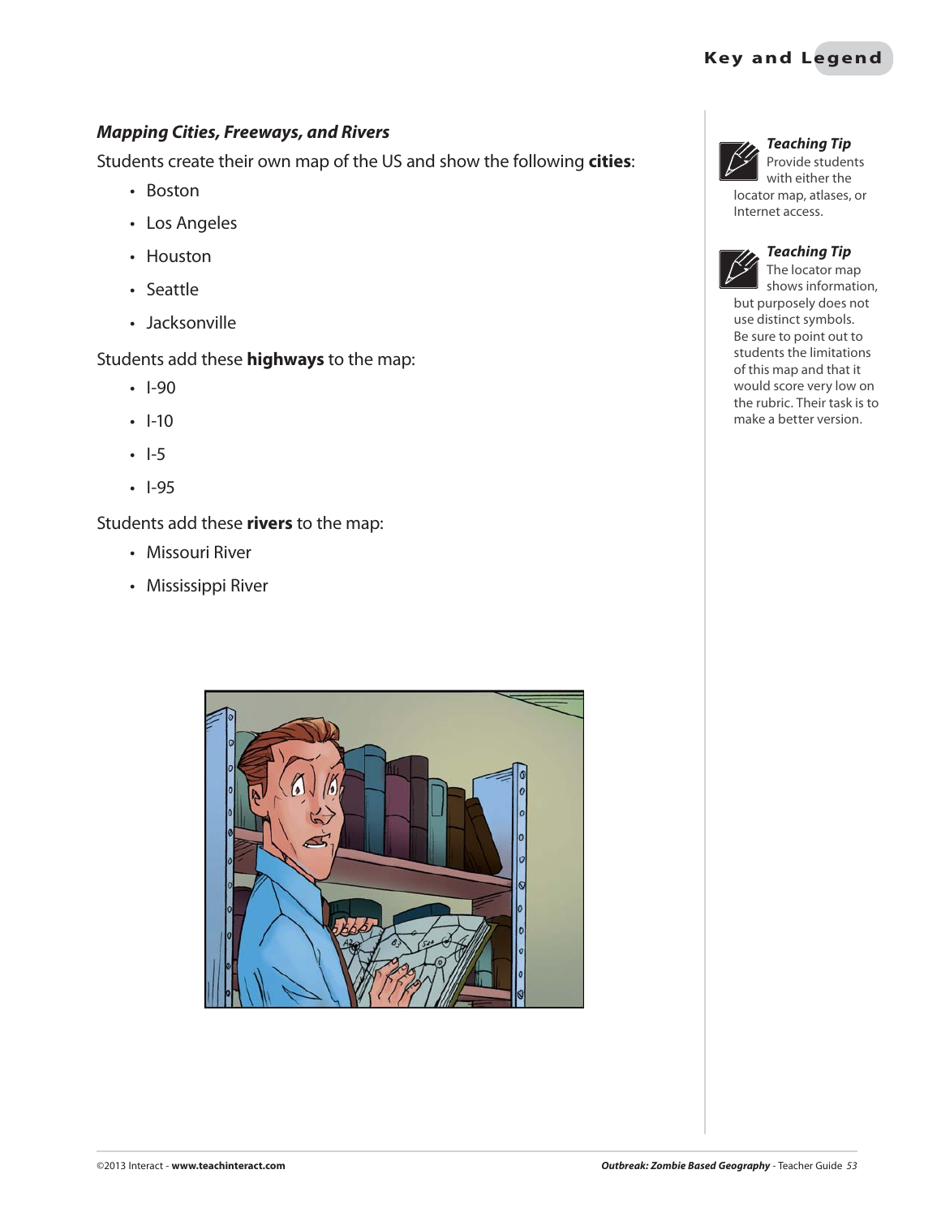### *Mapping Cities, Freeways, and Rivers*

Students create their own map of the US and show the following **cities**:

- Boston
- Los Angeles
- Houston
- Seattle
- Jacksonville

Students add these **highways** to the map:

- I-90
- I-10
- I-5
- I-95

Students add these **rivers** to the map:

- Missouri River
- Mississippi River

***Teaching Tip***
Provide students with either the locator map, atlases, or Internet access.

***Teaching Tip***
The locator map shows information, but purposely does not use distinct symbols. Be sure to point out to students the limitations of this map and that it would score very low on the rubric. Their task is to make a better version.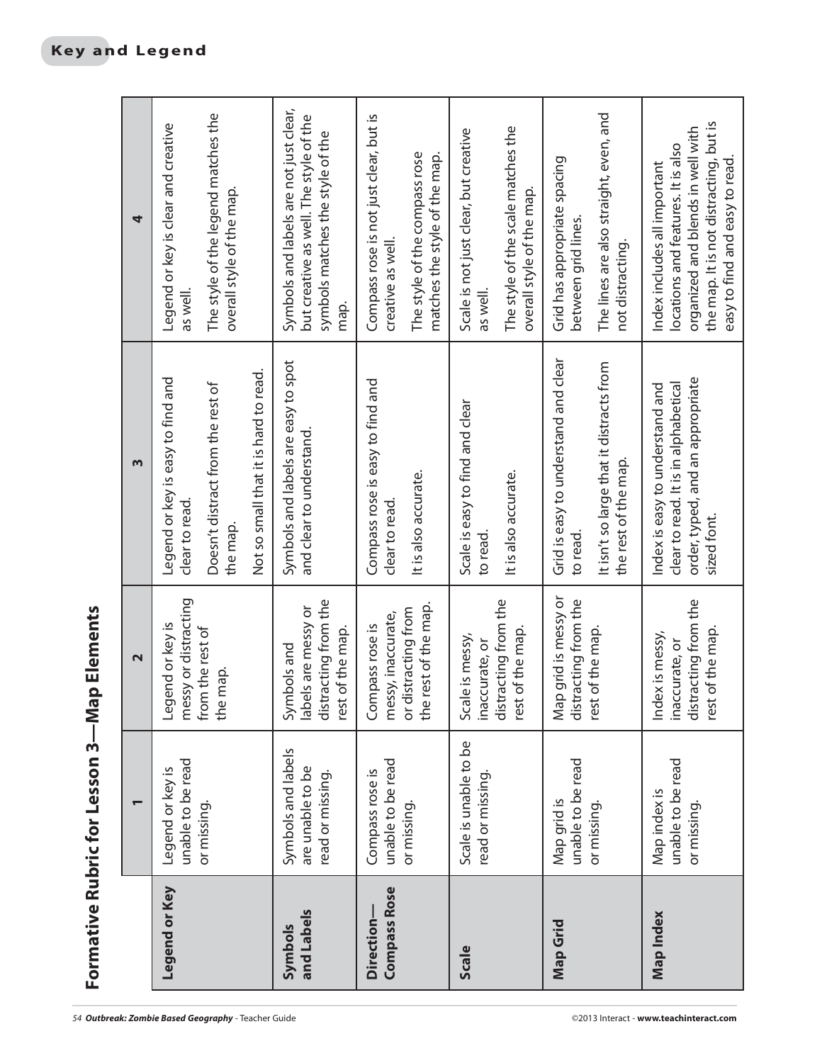# Formative Rubric for Lesson 3—Map Elements

| | 1 | 2 | 3 | 4 |
|---|---|---|---|---|
| **Legend or Key** | Legend or key is unable to be read or missing. | Legend or key is messy or distracting from the rest of the map. | Legend or key is easy to find and clear to read. Doesn't distract from the rest of the map. Not so small that it is hard to read. | Legend or key is clear and creative as well. The style of the legend matches the overall style of the map. |
| **Symbols and Labels** | Symbols and labels are unable to be read or missing. | Symbols and labels are messy or distracting from the rest of the map. | Symbols and labels are easy to spot and clear to understand. | Symbols and labels are not just clear, but creative as well. The style of the symbols matches the style of the map. |
| **Direction—Compass Rose** | Compass rose is unable to be read or missing. | Compass rose is messy, inaccurate, or distracting from the rest of the map. | Compass rose is easy to find and clear to read. It is also accurate. | Compass rose is not just clear, but is creative as well. The style of the compass rose matches the style of the map. |
| **Scale** | Scale is unable to be read or missing. | Scale is messy, inaccurate, or distracting from the rest of the map. | Scale is easy to find and clear to read. It is also accurate. | Scale is not just clear, but creative as well. The style of the scale matches the overall style of the map. |
| **Map Grid** | Map grid is unable to be read or missing. | Map grid is messy or distracting from the rest of the map. | Grid is easy to understand and clear to read. It isn't so large that it distracts from the rest of the map. | Grid has appropriate spacing between grid lines. The lines are also straight, even, and not distracting. |
| **Map Index** | Map index is unable to be read or missing. | Index is messy, inaccurate, or distracting from the rest of the map. | Index is easy to understand and clear to read. It is in alphabetical order, typed, and an appropriate sized font. | Index includes all important locations and features. It is also organized and blends in well with the map. It is not distracting, but is easy to find and easy to read. |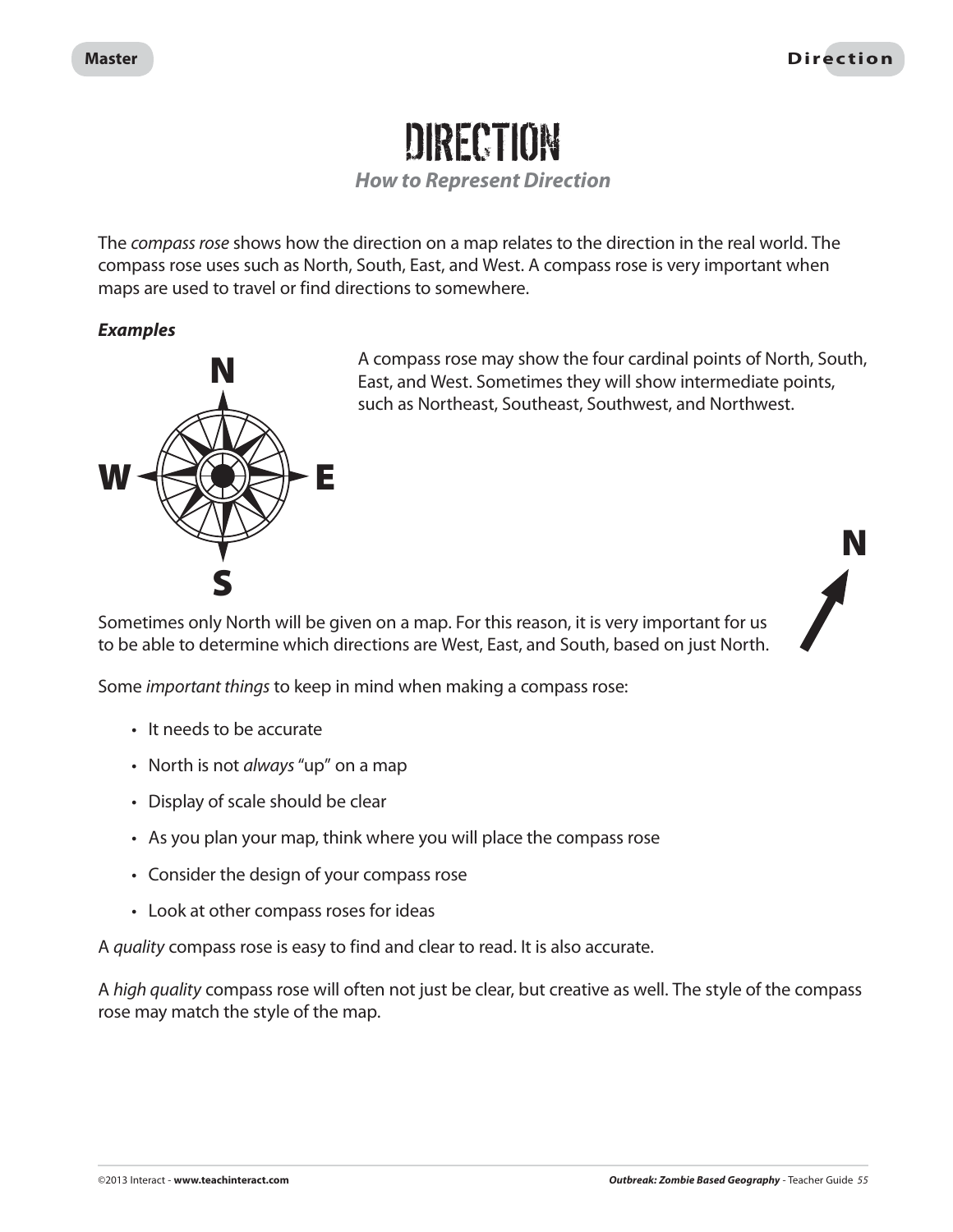# DIRECTION

***How to Represent Direction***

The *compass rose* shows how the direction on a map relates to the direction in the real world. The compass rose uses such as North, South, East, and West. A compass rose is very important when maps are used to travel or find directions to somewhere.

***Examples***

A compass rose may show the four cardinal points of North, South, East, and West. Sometimes they will show intermediate points, such as Northeast, Southeast, Southwest, and Northwest.

Sometimes only North will be given on a map. For this reason, it is very important for us to be able to determine which directions are West, East, and South, based on just North.

Some *important things* to keep in mind when making a compass rose:

- It needs to be accurate
- North is not *always* "up" on a map
- Display of scale should be clear
- As you plan your map, think where you will place the compass rose
- Consider the design of your compass rose
- Look at other compass roses for ideas

A *quality* compass rose is easy to find and clear to read. It is also accurate.

A *high quality* compass rose will often not just be clear, but creative as well. The style of the compass rose may match the style of the map.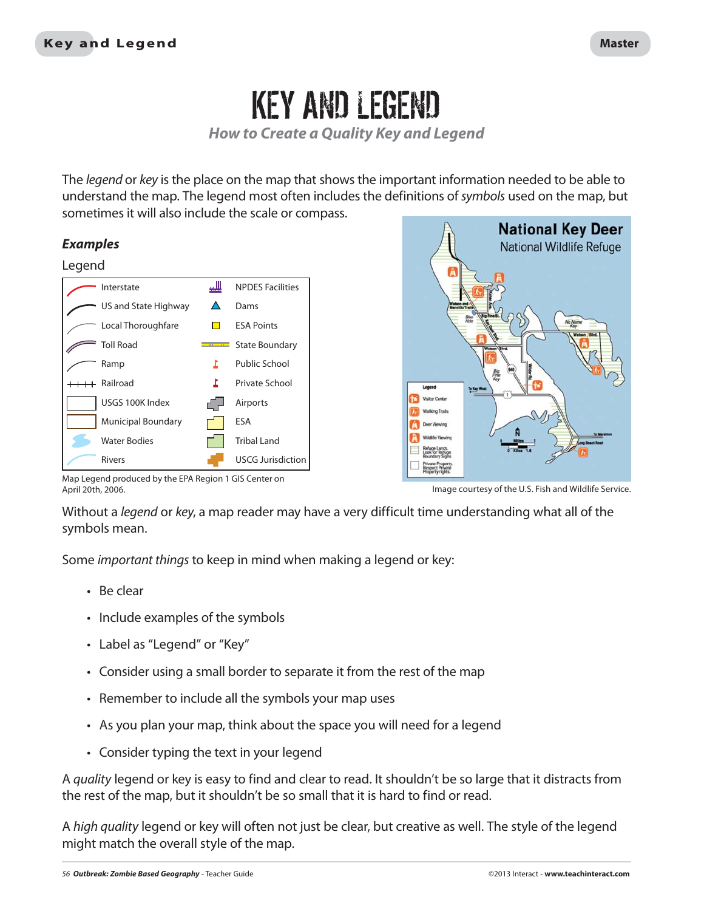# KEY AND LEGEND

*How to Create a Quality Key and Legend*

The *legend* or *key* is the place on the map that shows the important information needed to be able to understand the map. The legend most often includes the definitions of *symbols* used on the map, but sometimes it will also include the scale or compass.

### *Examples*

Legend

| | |
|---|---|
| Interstate | NPDES Facilities |
| US and State Highway | Dams |
| Local Thoroughfare | ESA Points |
| Toll Road | State Boundary |
| Ramp | Public School |
| Railroad | Private School |
| USGS 100K Index | Airports |
| Municipal Boundary | ESA |
| Water Bodies | Tribal Land |
| Rivers | USCG Jurisdiction |

Map Legend produced by the EPA Region 1 GIS Center on April 20th, 2006.

Image courtesy of the U.S. Fish and Wildlife Service.

Without a *legend* or *key*, a map reader may have a very difficult time understanding what all of the symbols mean.

Some *important things* to keep in mind when making a legend or key:

- Be clear
- Include examples of the symbols
- Label as "Legend" or "Key"
- Consider using a small border to separate it from the rest of the map
- Remember to include all the symbols your map uses
- As you plan your map, think about the space you will need for a legend
- Consider typing the text in your legend

A *quality* legend or key is easy to find and clear to read. It shouldn't be so large that it distracts from the rest of the map, but it shouldn't be so small that it is hard to find or read.

A *high quality* legend or key will often not just be clear, but creative as well. The style of the legend might match the overall style of the map.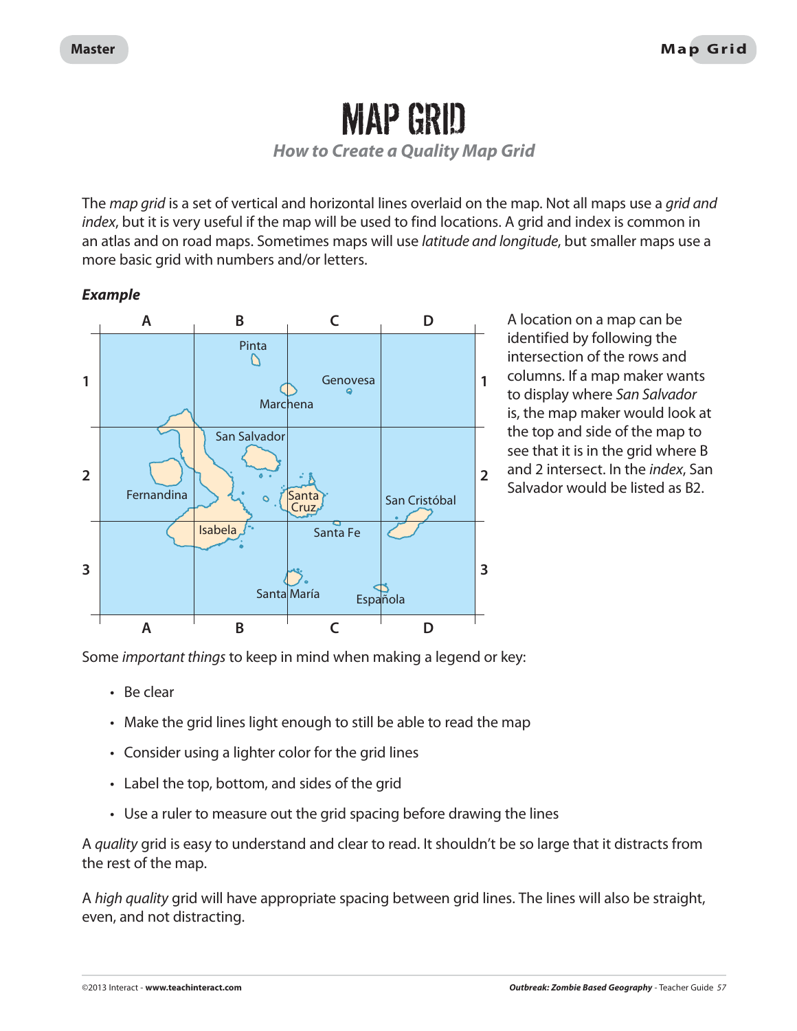# MAP GRID

## How to Create a Quality Map Grid

The *map grid* is a set of vertical and horizontal lines overlaid on the map. Not all maps use a *grid and index*, but it is very useful if the map will be used to find locations. A grid and index is common in an atlas and on road maps. Sometimes maps will use *latitude and longitude*, but smaller maps use a more basic grid with numbers and/or letters.

***Example***

A location on a map can be identified by following the intersection of the rows and columns. If a map maker wants to display where *San Salvador* is, the map maker would look at the top and side of the map to see that it is in the grid where B and 2 intersect. In the *index*, San Salvador would be listed as B2.

Some *important things* to keep in mind when making a legend or key:

- Be clear
- Make the grid lines light enough to still be able to read the map
- Consider using a lighter color for the grid lines
- Label the top, bottom, and sides of the grid
- Use a ruler to measure out the grid spacing before drawing the lines

A *quality* grid is easy to understand and clear to read. It shouldn't be so large that it distracts from the rest of the map.

A *high quality* grid will have appropriate spacing between grid lines. The lines will also be straight, even, and not distracting.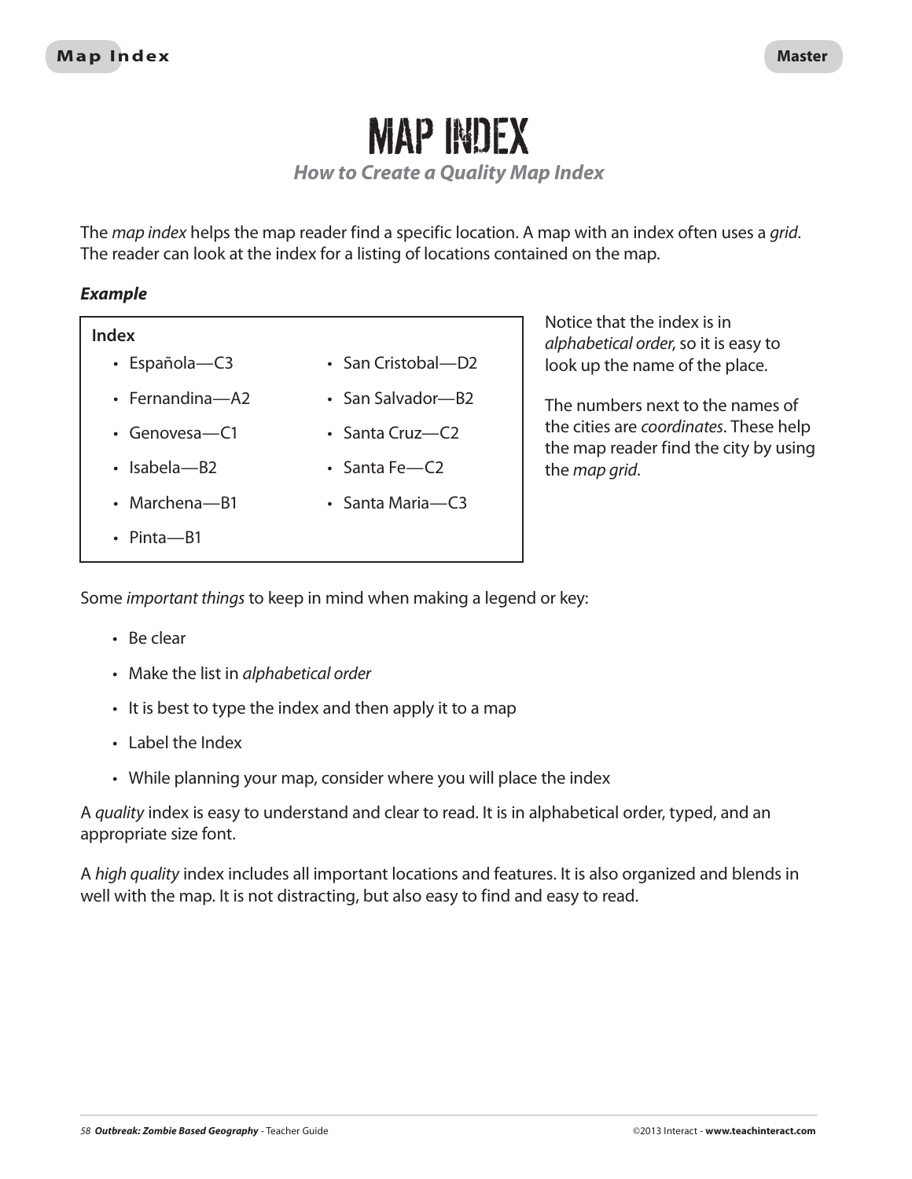# MAP INDEX

***How to Create a Quality Map Index***

The *map index* helps the map reader find a specific location. A map with an index often uses a *grid*. The reader can look at the index for a listing of locations contained on the map.

***Example***

**Index**

- Española—C3
- Fernandina—A2
- Genovesa—C1
- Isabela—B2
- Marchena—B1
- Pinta—B1
- San Cristobal—D2
- San Salvador—B2
- Santa Cruz—C2
- Santa Fe—C2
- Santa Maria—C3

Notice that the index is in *alphabetical order*, so it is easy to look up the name of the place.

The numbers next to the names of the cities are *coordinates*. These help the map reader find the city by using the *map grid*.

Some *important things* to keep in mind when making a legend or key:

- Be clear
- Make the list in *alphabetical order*
- It is best to type the index and then apply it to a map
- Label the Index
- While planning your map, consider where you will place the index

A *quality* index is easy to understand and clear to read. It is in alphabetical order, typed, and an appropriate size font.

A *high quality* index includes all important locations and features. It is also organized and blends in well with the map. It is not distracting, but also easy to find and easy to read.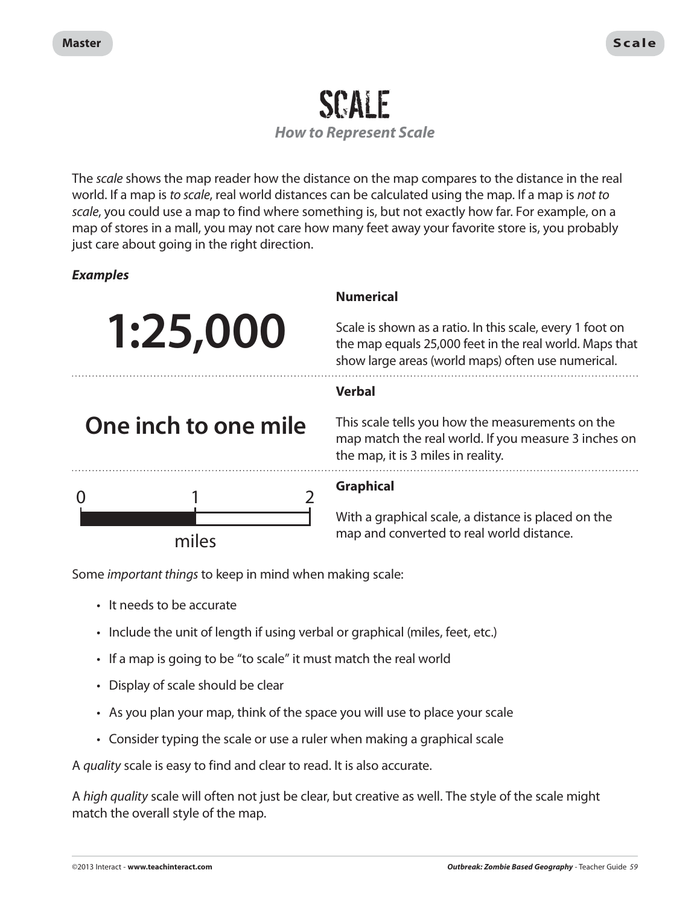# SCALE

### *How to Represent Scale*

The *scale* shows the map reader how the distance on the map compares to the distance in the real world. If a map is *to scale*, real world distances can be calculated using the map. If a map is *not to scale*, you could use a map to find where something is, but not exactly how far. For example, on a map of stores in a mall, you may not care how many feet away your favorite store is, you probably just care about going in the right direction.

***Examples***

**1:25,000**

**Numerical**

Scale is shown as a ratio. In this scale, every 1 foot on the map equals 25,000 feet in the real world. Maps that show large areas (world maps) often use numerical.

**One inch to one mile**

**Verbal**

This scale tells you how the measurements on the map match the real world. If you measure 3 inches on the map, it is 3 miles in reality.

0 1 2

miles

**Graphical**

With a graphical scale, a distance is placed on the map and converted to real world distance.

Some *important things* to keep in mind when making scale:

- It needs to be accurate
- Include the unit of length if using verbal or graphical (miles, feet, etc.)
- If a map is going to be "to scale" it must match the real world
- Display of scale should be clear
- As you plan your map, think of the space you will use to place your scale
- Consider typing the scale or use a ruler when making a graphical scale

A *quality* scale is easy to find and clear to read. It is also accurate.

A *high quality* scale will often not just be clear, but creative as well. The style of the scale might match the overall style of the map.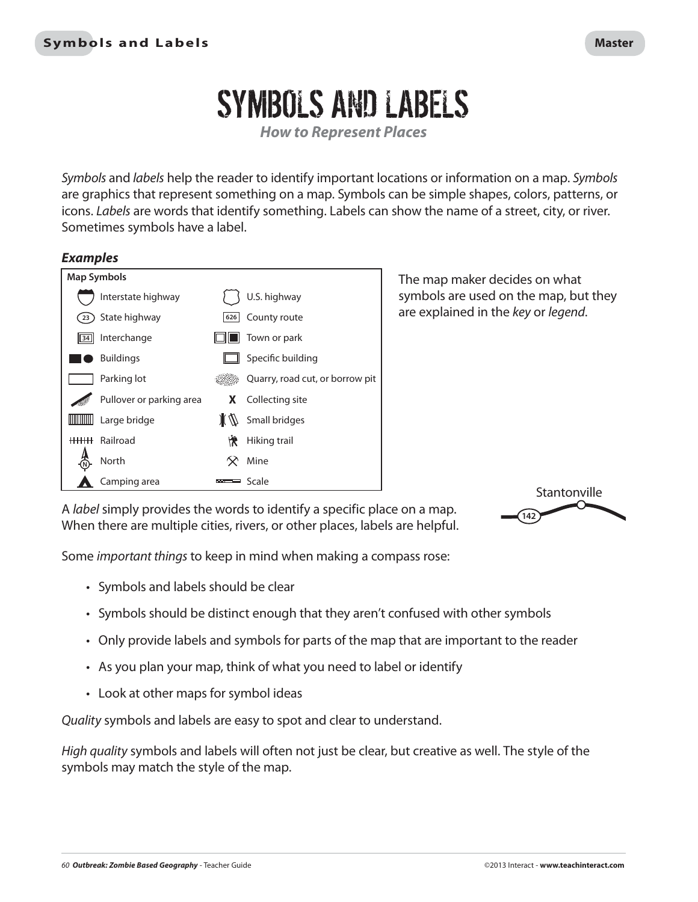# SYMBOLS AND LABELS

***How to Represent Places***

*Symbols* and *labels* help the reader to identify important locations or information on a map. *Symbols* are graphics that represent something on a map. Symbols can be simple shapes, colors, patterns, or icons. *Labels* are words that identify something. Labels can show the name of a street, city, or river. Sometimes symbols have a label.

***Examples***

**Map Symbols**

| Symbol | Meaning | Symbol | Meaning |
|---|---|---|---|
| | Interstate highway | | U.S. highway |
| 23 | State highway | 626 | County route |
| 34 | Interchange | | Town or park |
| | Buildings | | Specific building |
| | Parking lot | | Quarry, road cut, or borrow pit |
| | Pullover or parking area | X | Collecting site |
| | Large bridge | | Small bridges |
| | Railroad | | Hiking trail |
| N | North | | Mine |
| | Camping area | | Scale |

The map maker decides on what symbols are used on the map, but they are explained in the *key* or *legend*.

Stantonville

142

A *label* simply provides the words to identify a specific place on a map. When there are multiple cities, rivers, or other places, labels are helpful.

Some *important things* to keep in mind when making a compass rose:

- Symbols and labels should be clear
- Symbols should be distinct enough that they aren't confused with other symbols
- Only provide labels and symbols for parts of the map that are important to the reader
- As you plan your map, think of what you need to label or identify
- Look at other maps for symbol ideas

*Quality* symbols and labels are easy to spot and clear to understand.

*High quality* symbols and labels will often not just be clear, but creative as well. The style of the symbols may match the style of the map.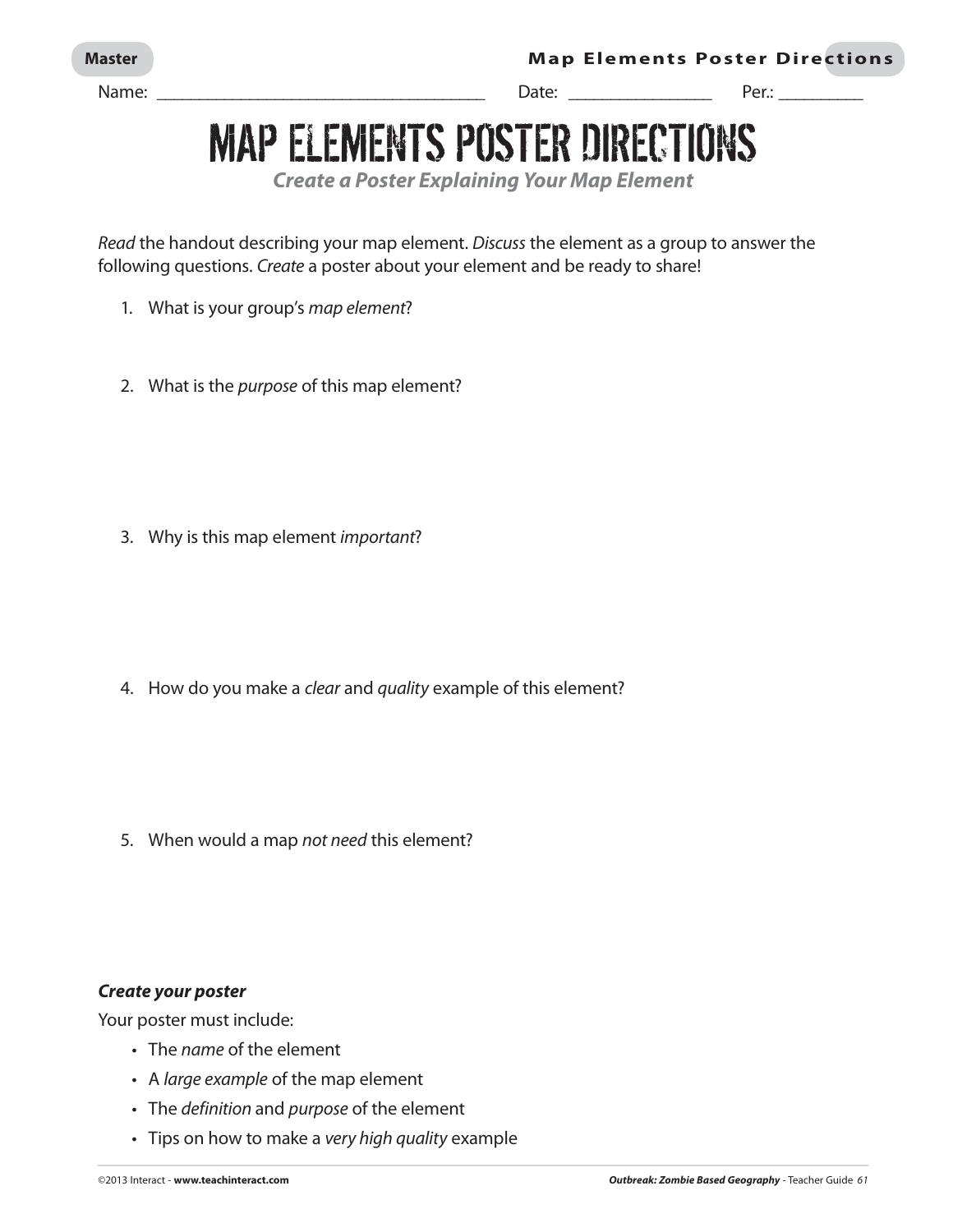Name: ______________________________________ Date: ________________ Per.: _________

# MAP ELEMENTS POSTER DIRECTIONS

***Create a Poster Explaining Your Map Element***

*Read* the handout describing your map element. *Discuss* the element as a group to answer the following questions. *Create* a poster about your element and be ready to share!

1. What is your group's *map element*?

2. What is the *purpose* of this map element?

3. Why is this map element *important*?

4. How do you make a *clear* and *quality* example of this element?

5. When would a map *not need* this element?

***Create your poster***

Your poster must include:

- The *name* of the element
- A *large example* of the map element
- The *definition* and *purpose* of the element
- Tips on how to make a *very high quality* example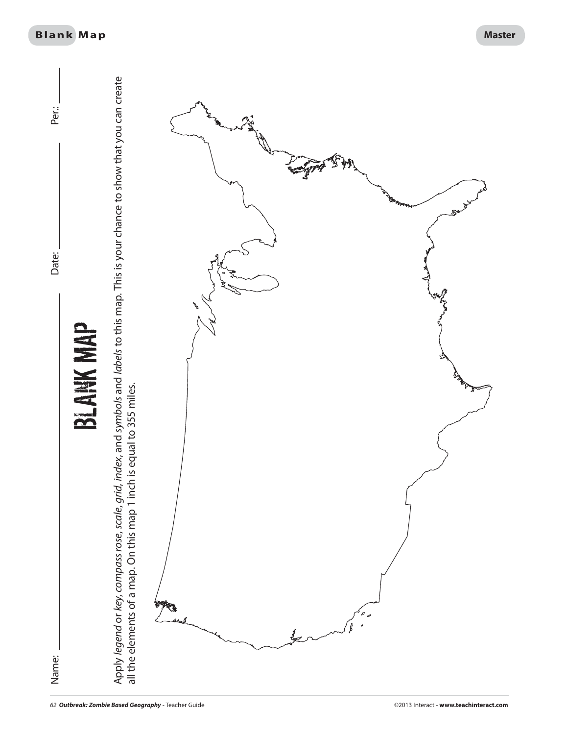Name: \_\_\_\_\_\_\_\_\_\_\_\_\_\_\_\_\_\_\_\_ Date: \_\_\_\_\_\_\_\_\_\_\_\_ Per.: \_\_\_\_\_\_

# BLANK MAP

Apply *legend* or *key*, *compass rose*, *scale*, *grid*, *index*, and *symbols* and *labels* to this map. This is your chance to show that you can create all the elements of a map. On this map 1 inch is equal to 355 miles.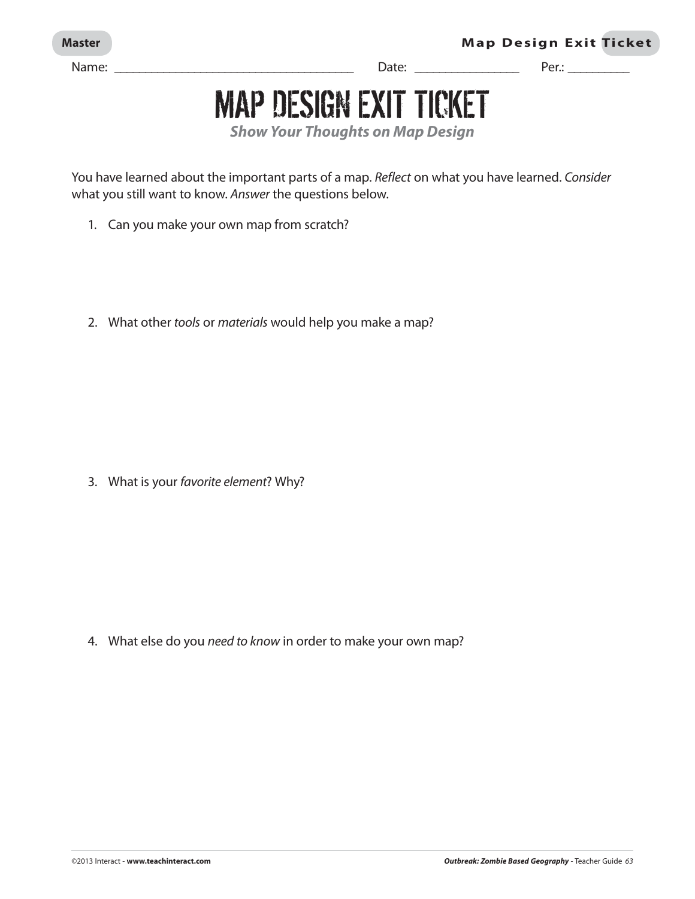Name: ____________________________________ Date: _______________ Per.: _________

# MAP DESIGN EXIT TICKET

***Show Your Thoughts on Map Design***

You have learned about the important parts of a map. *Reflect* on what you have learned. *Consider* what you still want to know. *Answer* the questions below.

1. Can you make your own map from scratch?

2. What other *tools* or *materials* would help you make a map?

3. What is your *favorite element*? Why?

4. What else do you *need to know* in order to make your own map?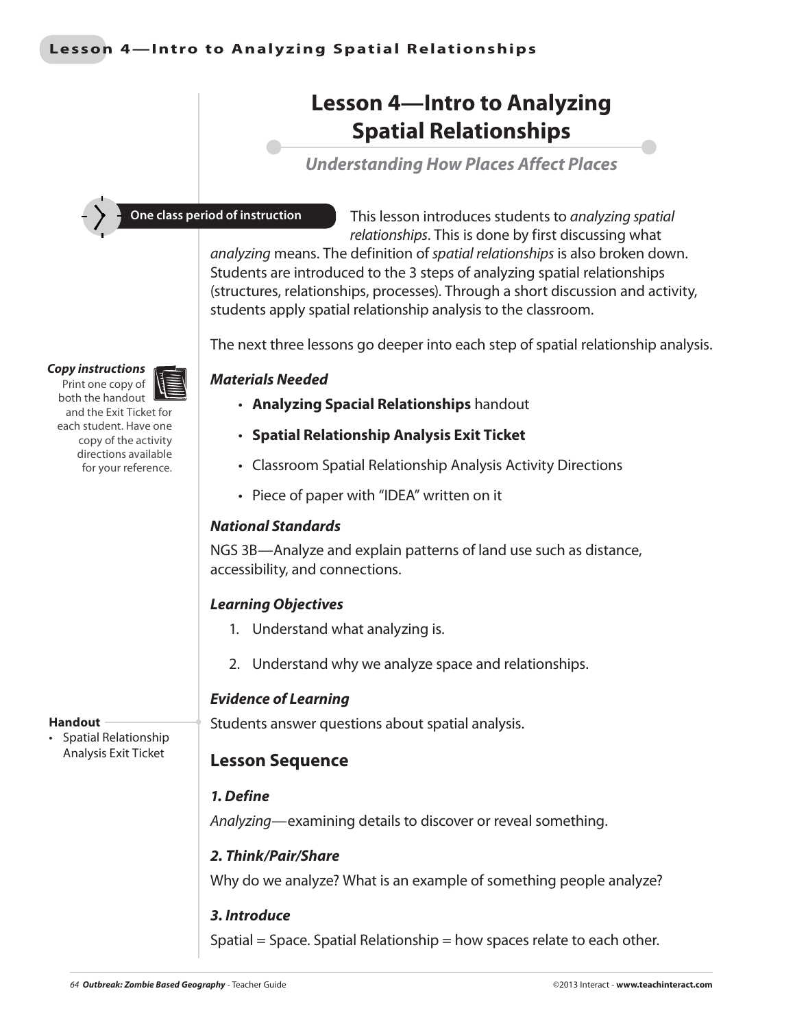# Lesson 4—Intro to Analyzing Spatial Relationships

*Understanding How Places Affect Places*

**One class period of instruction**

This lesson introduces students to *analyzing spatial relationships*. This is done by first discussing what *analyzing* means. The definition of *spatial relationships* is also broken down. Students are introduced to the 3 steps of analyzing spatial relationships (structures, relationships, processes). Through a short discussion and activity, students apply spatial relationship analysis to the classroom.

The next three lessons go deeper into each step of spatial relationship analysis.

***Copy instructions***
Print one copy of both the handout and the Exit Ticket for each student. Have one copy of the activity directions available for your reference.

### *Materials Needed*

- **Analyzing Spacial Relationships** handout
- **Spatial Relationship Analysis Exit Ticket**
- Classroom Spatial Relationship Analysis Activity Directions
- Piece of paper with "IDEA" written on it

### *National Standards*

NGS 3B—Analyze and explain patterns of land use such as distance, accessibility, and connections.

### *Learning Objectives*

1. Understand what analyzing is.
2. Understand why we analyze space and relationships.

### *Evidence of Learning*

Students answer questions about spatial analysis.

**Handout**
- Spatial Relationship Analysis Exit Ticket

## Lesson Sequence

### *1. Define*

*Analyzing*—examining details to discover or reveal something.

### *2. Think/Pair/Share*

Why do we analyze? What is an example of something people analyze?

### *3. Introduce*

Spatial = Space. Spatial Relationship = how spaces relate to each other.